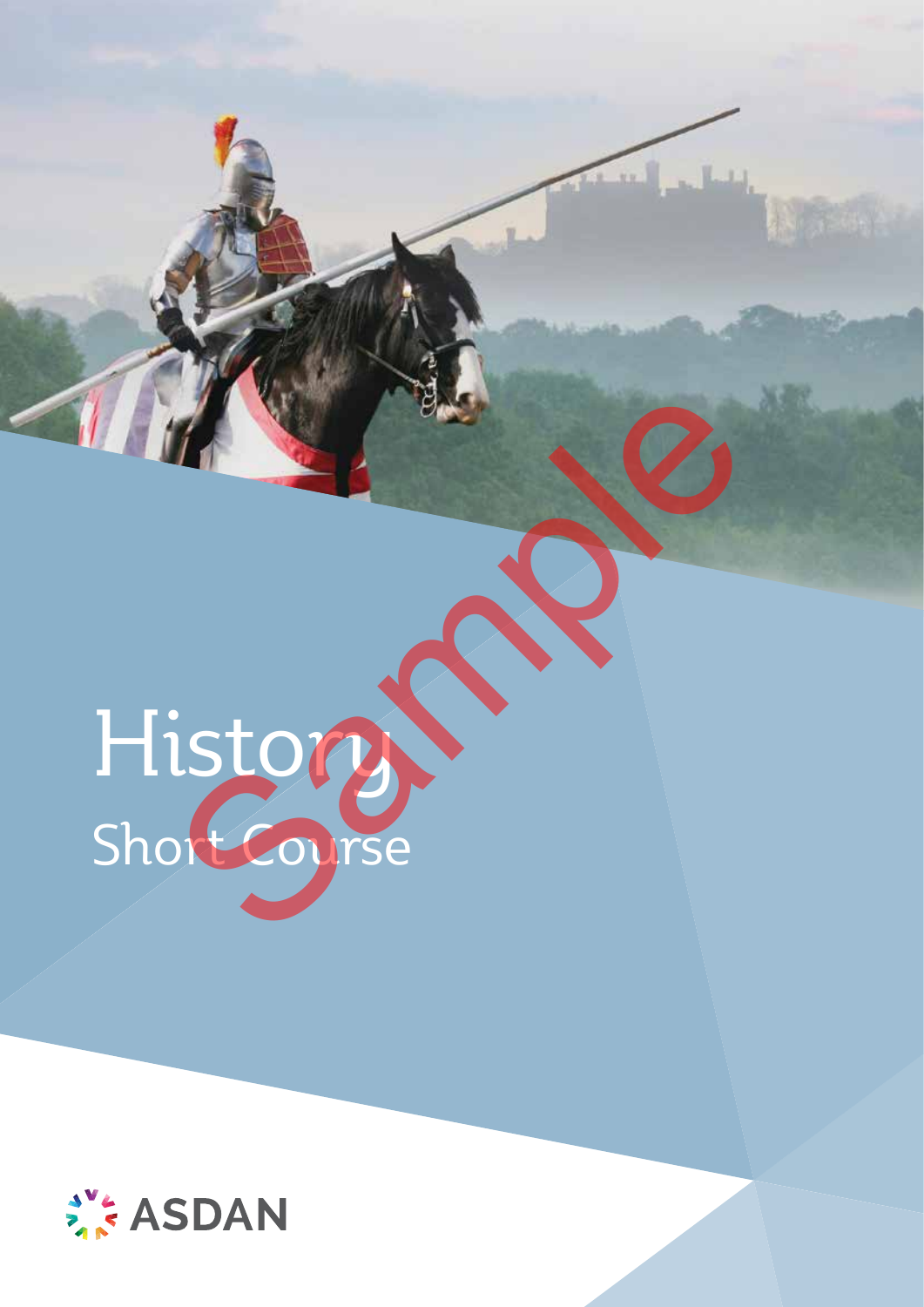# History

## Short Course

ASDAN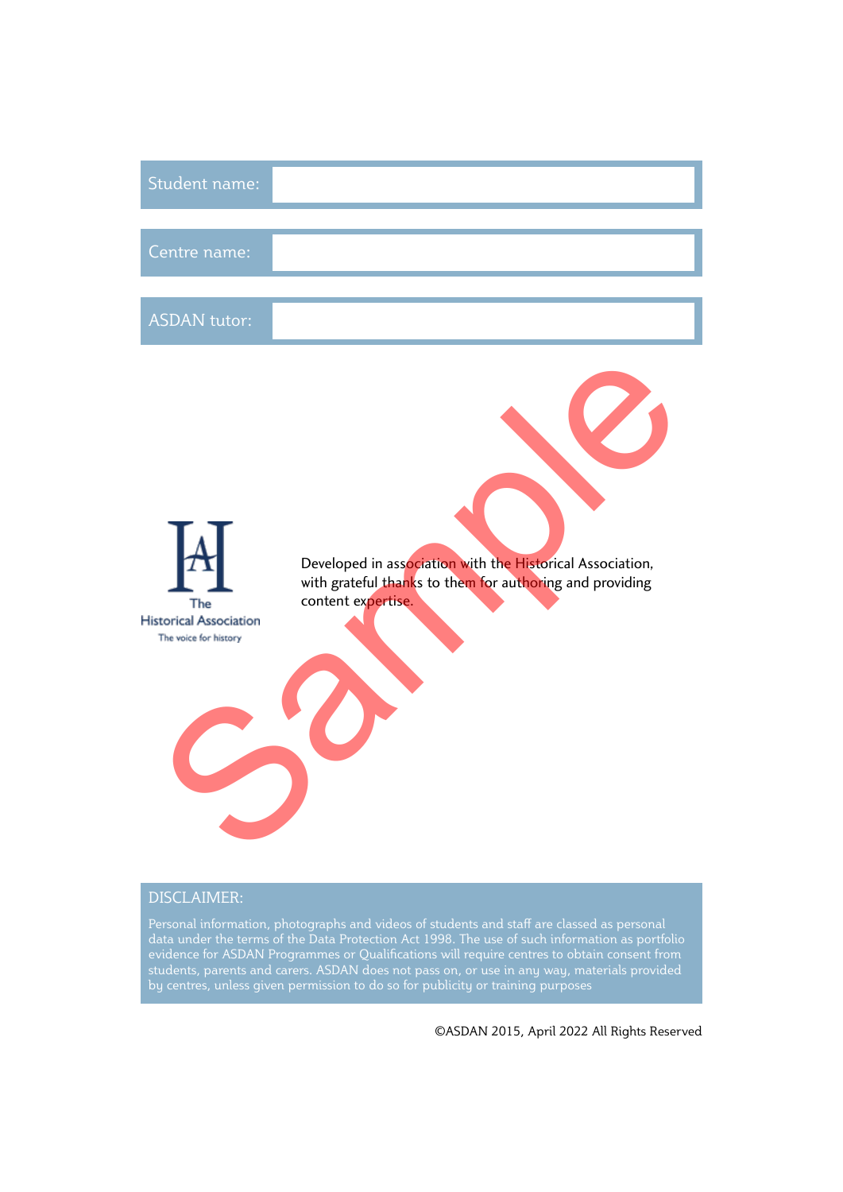| Student name: | |
|---|---|

| Centre name: | |
|---|---|

| ASDAN tutor: | |
|---|---|

The Historical Association
The voice for history

Developed in association with the Historical Association, with grateful thanks to them for authoring and providing content expertise.

Sample

DISCLAIMER:

Personal information, photographs and videos of students and staff are classed as personal data under the terms of the Data Protection Act 1998. The use of such information as portfolio evidence for ASDAN Programmes or Qualifications will require centres to obtain consent from students, parents and carers. ASDAN does not pass on, or use in any way, materials provided by centres, unless given permission to do so for publicity or training purposes

©ASDAN 2015, April 2022 All Rights Reserved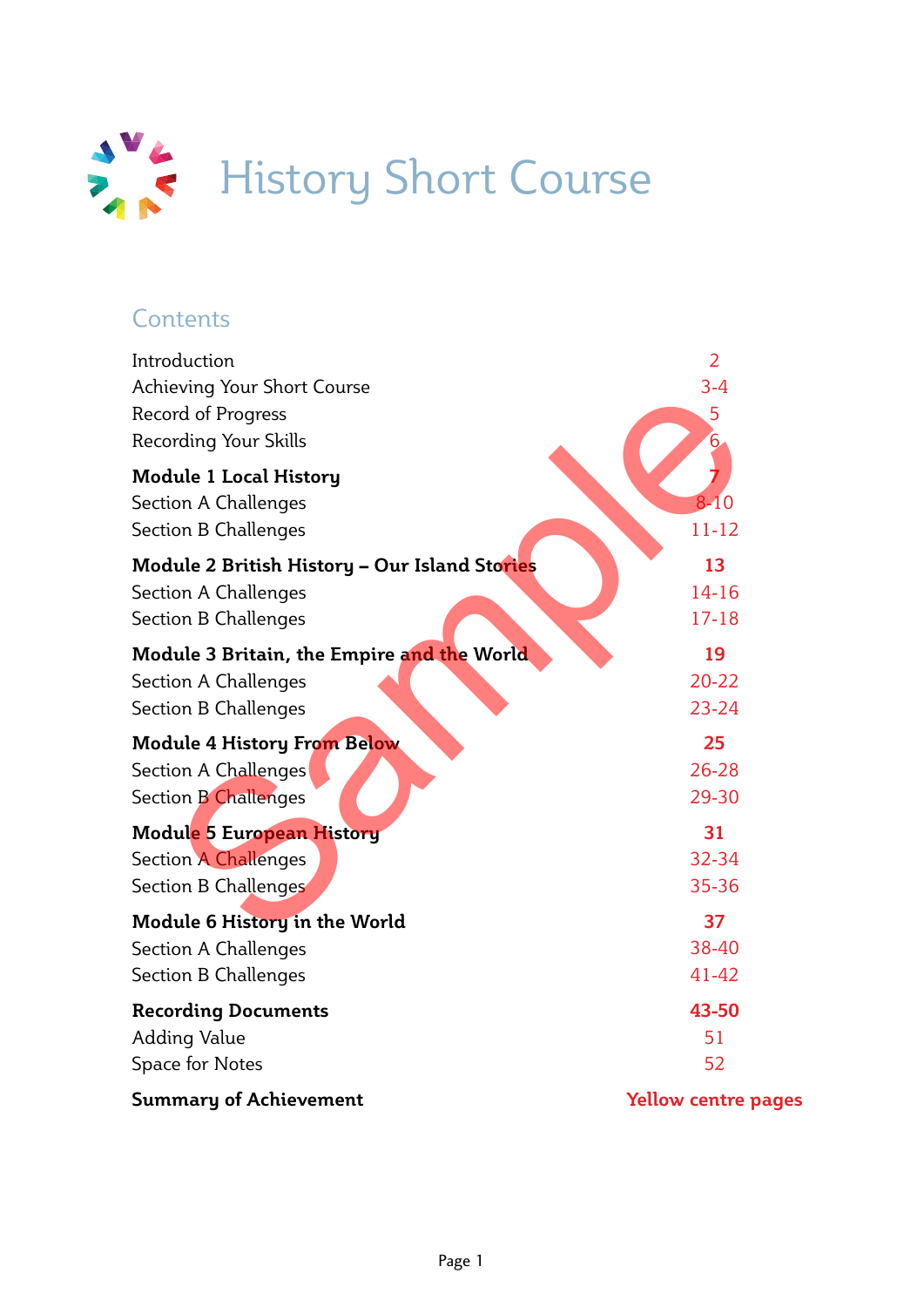# History Short Course

## Contents

| | |
|---|---|
| Introduction | 2 |
| Achieving Your Short Course | 3-4 |
| Record of Progress | 5 |
| Recording Your Skills | 6 |
| **Module 1 Local History** | **7** |
| Section A Challenges | 8-10 |
| Section B Challenges | 11-12 |
| **Module 2 British History – Our Island Stories** | **13** |
| Section A Challenges | 14-16 |
| Section B Challenges | 17-18 |
| **Module 3 Britain, the Empire and the World** | **19** |
| Section A Challenges | 20-22 |
| Section B Challenges | 23-24 |
| **Module 4 History From Below** | **25** |
| Section A Challenges | 26-28 |
| Section B Challenges | 29-30 |
| **Module 5 European History** | **31** |
| Section A Challenges | 32-34 |
| Section B Challenges | 35-36 |
| **Module 6 History in the World** | **37** |
| Section A Challenges | 38-40 |
| Section B Challenges | 41-42 |
| **Recording Documents** | **43-50** |
| Adding Value | 51 |
| Space for Notes | 52 |
| **Summary of Achievement** | **Yellow centre pages** |

Sample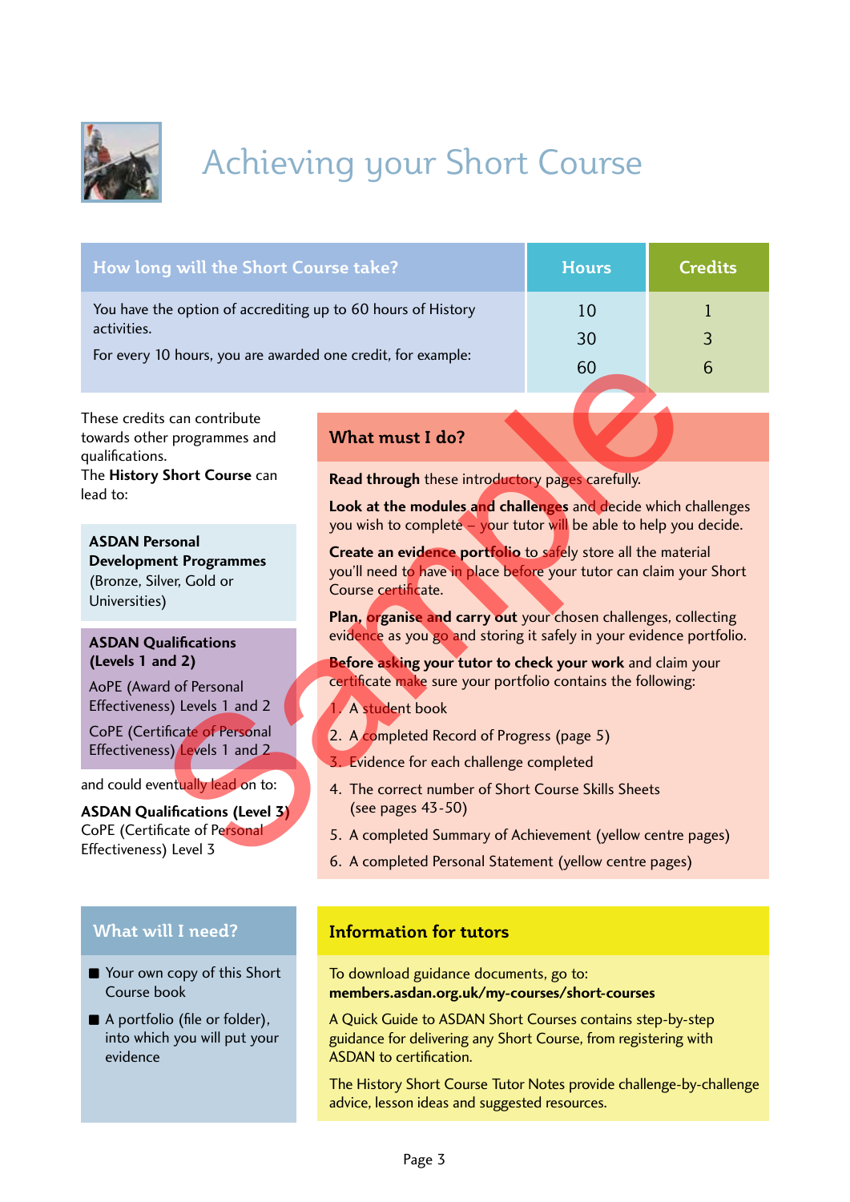# Achieving your Short Course

| How long will the Short Course take? | Hours | Credits |
|---|---|---|
| You have the option of accrediting up to 60 hours of History activities. For every 10 hours, you are awarded one credit, for example: | 10 | 1 |
| | 30 | 3 |
| | 60 | 6 |

These credits can contribute towards other programmes and qualifications.

The **History Short Course** can lead to:

**ASDAN Personal Development Programmes**
(Bronze, Silver, Gold or Universities)

**ASDAN Qualifications (Levels 1 and 2)**

AoPE (Award of Personal Effectiveness) Levels 1 and 2

CoPE (Certificate of Personal Effectiveness) Levels 1 and 2

and could eventually lead on to:

**ASDAN Qualifications (Level 3)**
CoPE (Certificate of Personal Effectiveness) Level 3

## What must I do?

**Read through** these introductory pages carefully.

**Look at the modules and challenges** and decide which challenges you wish to complete – your tutor will be able to help you decide.

**Create an evidence portfolio** to safely store all the material you'll need to have in place before your tutor can claim your Short Course certificate.

**Plan, organise and carry out** your chosen challenges, collecting evidence as you go and storing it safely in your evidence portfolio.

**Before asking your tutor to check your work** and claim your certificate make sure your portfolio contains the following:

1. A student book
2. A completed Record of Progress (page 5)
3. Evidence for each challenge completed
4. The correct number of Short Course Skills Sheets (see pages 43-50)
5. A completed Summary of Achievement (yellow centre pages)
6. A completed Personal Statement (yellow centre pages)

## What will I need?

- Your own copy of this Short Course book
- A portfolio (file or folder), into which you will put your evidence

## Information for tutors

To download guidance documents, go to:
**members.asdan.org.uk/my-courses/short-courses**

A Quick Guide to ASDAN Short Courses contains step-by-step guidance for delivering any Short Course, from registering with ASDAN to certification.

The History Short Course Tutor Notes provide challenge-by-challenge advice, lesson ideas and suggested resources.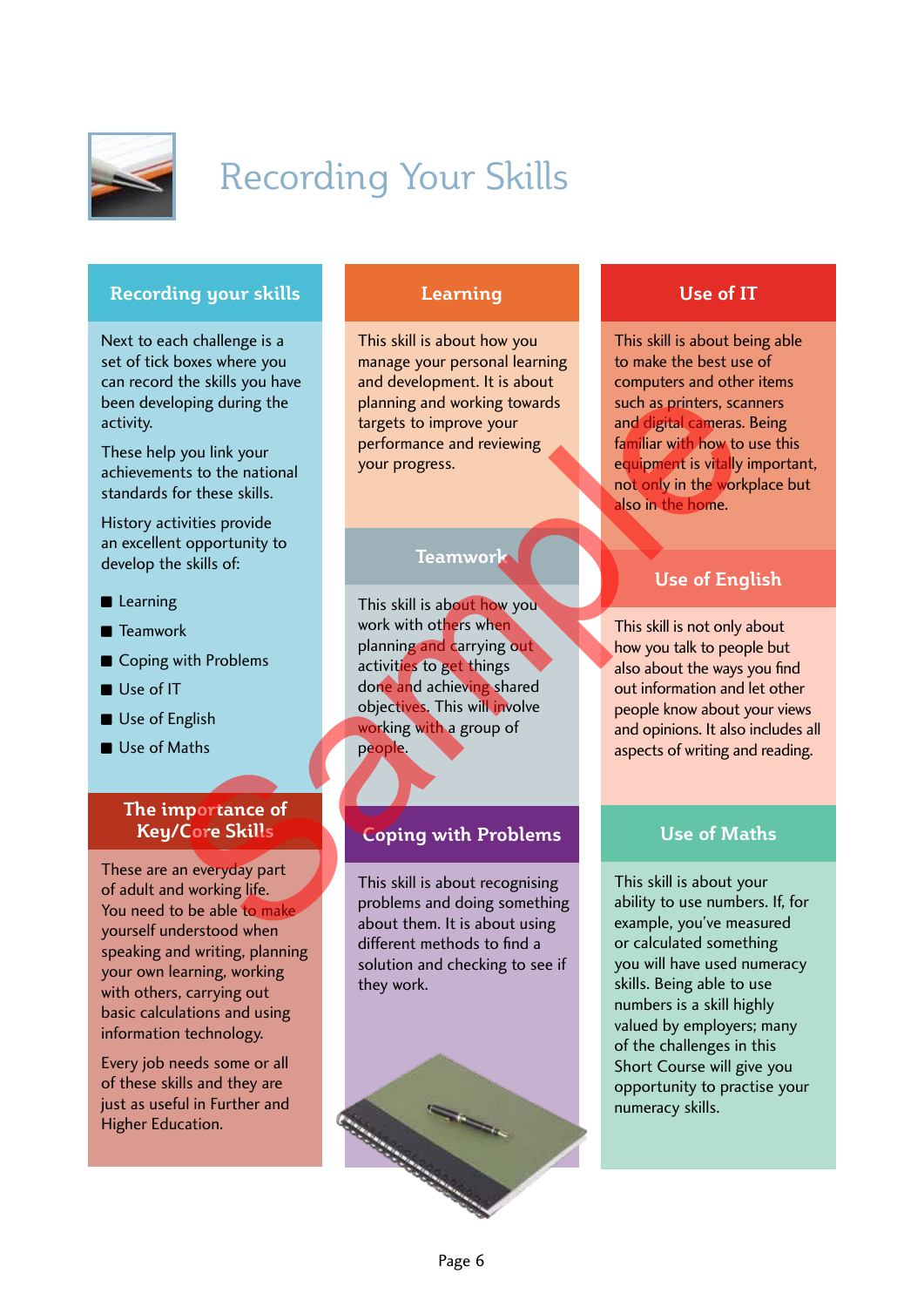# Recording Your Skills

## Recording your skills

Next to each challenge is a set of tick boxes where you can record the skills you have been developing during the activity.

These help you link your achievements to the national standards for these skills.

History activities provide an excellent opportunity to develop the skills of:

- Learning
- Teamwork
- Coping with Problems
- Use of IT
- Use of English
- Use of Maths

## The importance of Key/Core Skills

These are an everyday part of adult and working life. You need to be able to make yourself understood when speaking and writing, planning your own learning, working with others, carrying out basic calculations and using information technology.

Every job needs some or all of these skills and they are just as useful in Further and Higher Education.

## Learning

This skill is about how you manage your personal learning and development. It is about planning and working towards targets to improve your performance and reviewing your progress.

## Teamwork

This skill is about how you work with others when planning and carrying out activities to get things done and achieving shared objectives. This will involve working with a group of people.

## Coping with Problems

This skill is about recognising problems and doing something about them. It is about using different methods to find a solution and checking to see if they work.

## Use of IT

This skill is about being able to make the best use of computers and other items such as printers, scanners and digital cameras. Being familiar with how to use this equipment is vitally important, not only in the workplace but also in the home.

## Use of English

This skill is not only about how you talk to people but also about the ways you find out information and let other people know about your views and opinions. It also includes all aspects of writing and reading.

## Use of Maths

This skill is about your ability to use numbers. If, for example, you've measured or calculated something you will have used numeracy skills. Being able to use numbers is a skill highly valued by employers; many of the challenges in this Short Course will give you opportunity to practise your numeracy skills.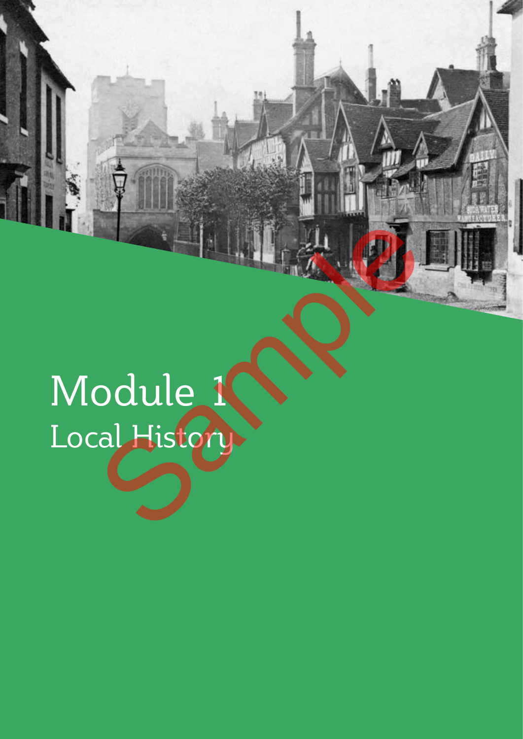# Module 1

## Local History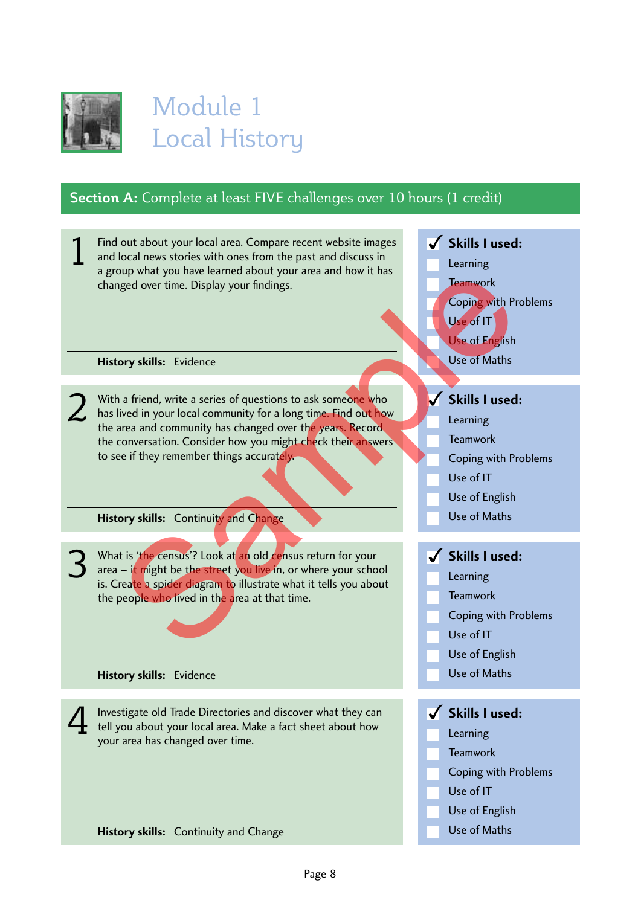# Module 1
# Local History

## Section A: Complete at least FIVE challenges over 10 hours (1 credit)

**1** Find out about your local area. Compare recent website images and local news stories with ones from the past and discuss in a group what you have learned about your area and how it has changed over time. Display your findings.

**History skills:** Evidence

**✓ Skills I used:**
- ☐ Learning
- ☐ Teamwork
- ☐ Coping with Problems
- ☐ Use of IT
- ☐ Use of English
- ☐ Use of Maths

**2** With a friend, write a series of questions to ask someone who has lived in your local community for a long time. Find out how the area and community has changed over the years. Record the conversation. Consider how you might check their answers to see if they remember things accurately.

**History skills:** Continuity and Change

**✓ Skills I used:**
- ☐ Learning
- ☐ Teamwork
- ☐ Coping with Problems
- ☐ Use of IT
- ☐ Use of English
- ☐ Use of Maths

**3** What is 'the census'? Look at an old census return for your area – it might be the street you live in, or where your school is. Create a spider diagram to illustrate what it tells you about the people who lived in the area at that time.

**History skills:** Evidence

**✓ Skills I used:**
- ☐ Learning
- ☐ Teamwork
- ☐ Coping with Problems
- ☐ Use of IT
- ☐ Use of English
- ☐ Use of Maths

**4** Investigate old Trade Directories and discover what they can tell you about your local area. Make a fact sheet about how your area has changed over time.

**History skills:** Continuity and Change

**✓ Skills I used:**
- ☐ Learning
- ☐ Teamwork
- ☐ Coping with Problems
- ☐ Use of IT
- ☐ Use of English
- ☐ Use of Maths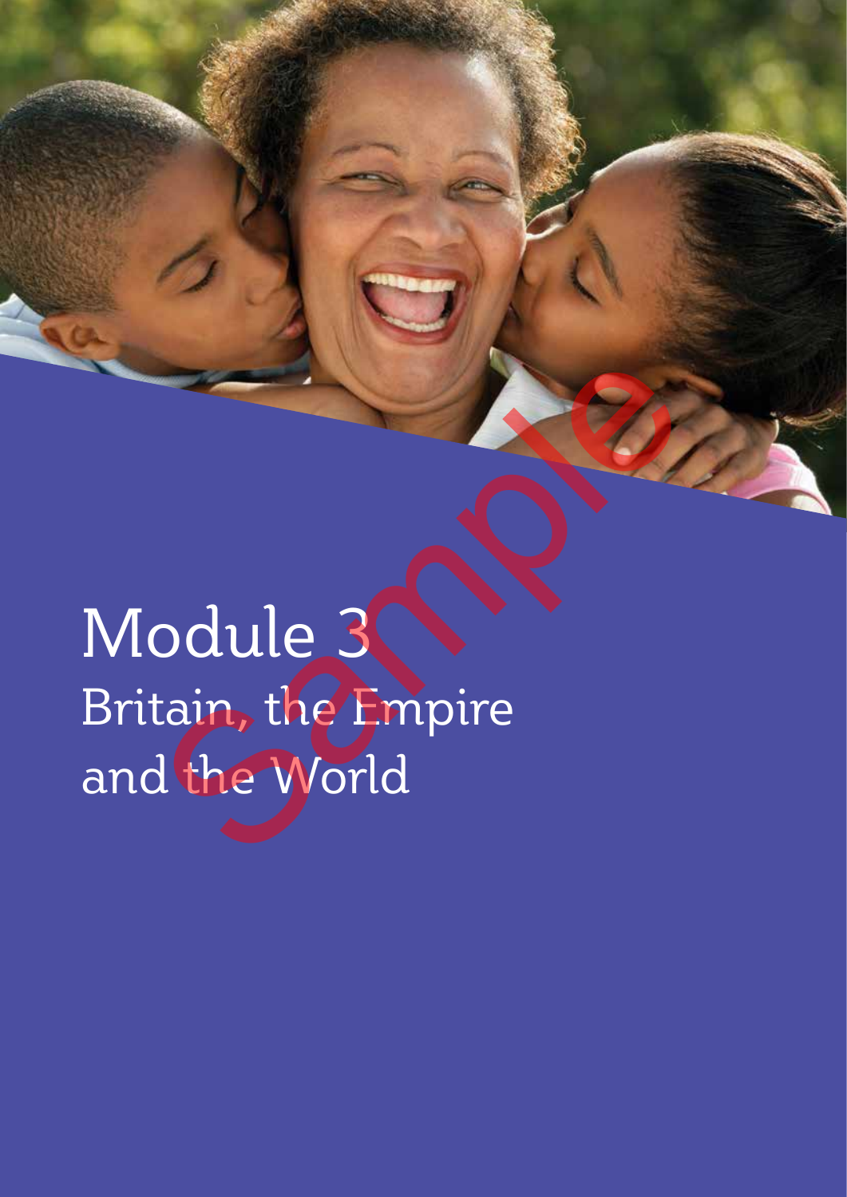# Module 3

## Britain, the Empire and the World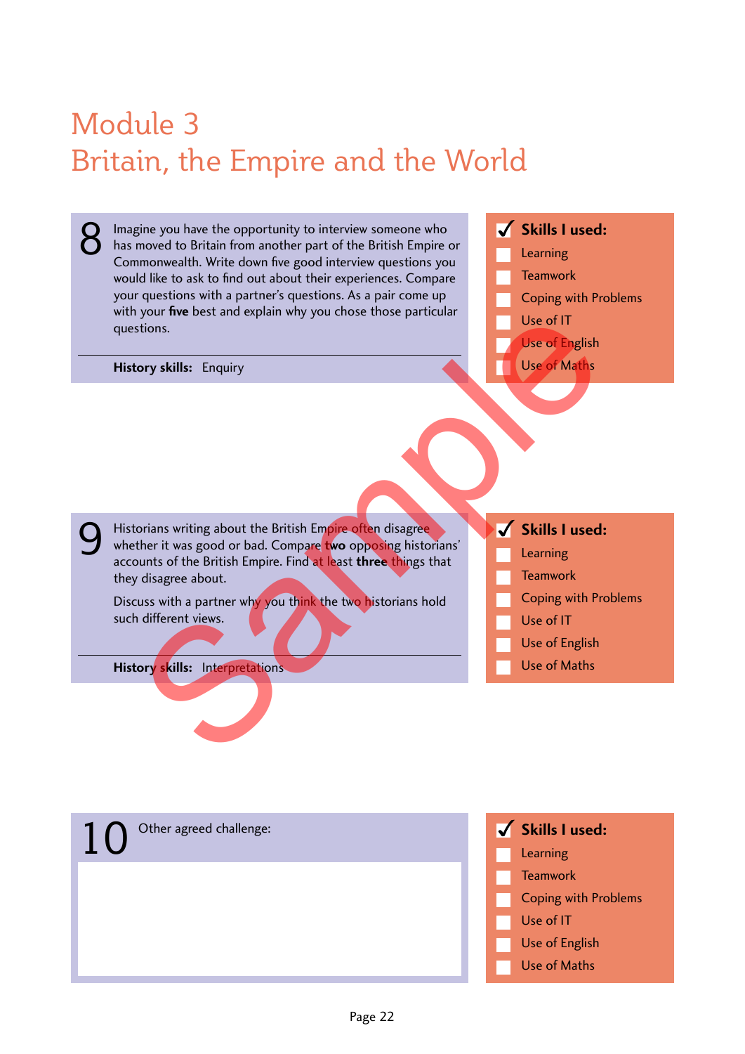# Module 3
# Britain, the Empire and the World

**8** Imagine you have the opportunity to interview someone who has moved to Britain from another part of the British Empire or Commonwealth. Write down five good interview questions you would like to ask to find out about their experiences. Compare your questions with a partner's questions. As a pair come up with your **five** best and explain why you chose those particular questions.

**History skills:** Enquiry

**✓ Skills I used:**

- ☐ Learning
- ☐ Teamwork
- ☐ Coping with Problems
- ☐ Use of IT
- ☐ Use of English
- ☐ Use of Maths

**9** Historians writing about the British Empire often disagree whether it was good or bad. Compare **two** opposing historians' accounts of the British Empire. Find at least **three** things that they disagree about.

Discuss with a partner why you think the two historians hold such different views.

**History skills:** Interpretations

**✓ Skills I used:**

- ☐ Learning
- ☐ Teamwork
- ☐ Coping with Problems
- ☐ Use of IT
- ☐ Use of English
- ☐ Use of Maths

**10** Other agreed challenge:

**✓ Skills I used:**

- ☐ Learning
- ☐ Teamwork
- ☐ Coping with Problems
- ☐ Use of IT
- ☐ Use of English
- ☐ Use of Maths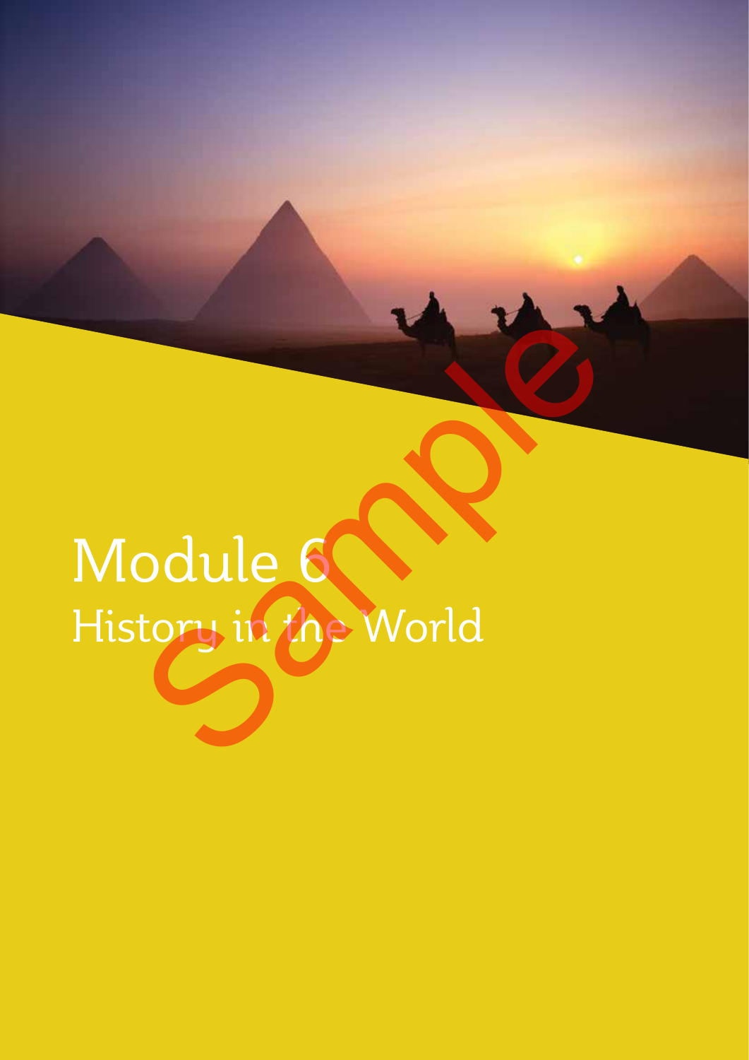# Module 6

## History in the World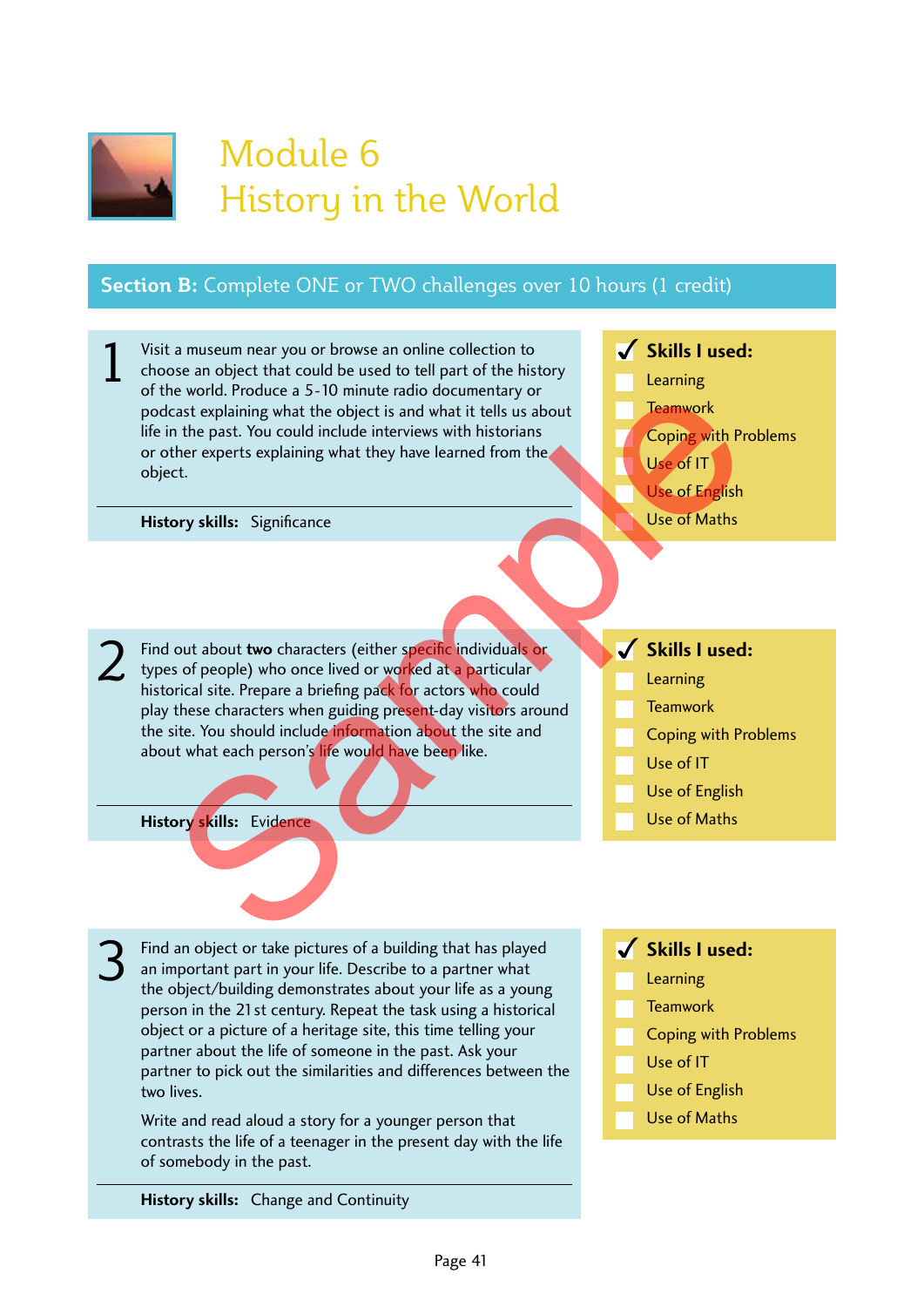# Module 6
# History in the World

## Section B: Complete ONE or TWO challenges over 10 hours (1 credit)

**1** Visit a museum near you or browse an online collection to choose an object that could be used to tell part of the history of the world. Produce a 5-10 minute radio documentary or podcast explaining what the object is and what it tells us about life in the past. You could include interviews with historians or other experts explaining what they have learned from the object.

**History skills:** Significance

✓ **Skills I used:**
- Learning
- Teamwork
- Coping with Problems
- Use of IT
- Use of English
- Use of Maths

**2** Find out about **two** characters (either specific individuals or types of people) who once lived or worked at a particular historical site. Prepare a briefing pack for actors who could play these characters when guiding present-day visitors around the site. You should include information about the site and about what each person's life would have been like.

**History skills:** Evidence

✓ **Skills I used:**
- Learning
- Teamwork
- Coping with Problems
- Use of IT
- Use of English
- Use of Maths

**3** Find an object or take pictures of a building that has played an important part in your life. Describe to a partner what the object/building demonstrates about your life as a young person in the 21st century. Repeat the task using a historical object or a picture of a heritage site, this time telling your partner about the life of someone in the past. Ask your partner to pick out the similarities and differences between the two lives.

Write and read aloud a story for a younger person that contrasts the life of a teenager in the present day with the life of somebody in the past.

**History skills:** Change and Continuity

✓ **Skills I used:**
- Learning
- Teamwork
- Coping with Problems
- Use of IT
- Use of English
- Use of Maths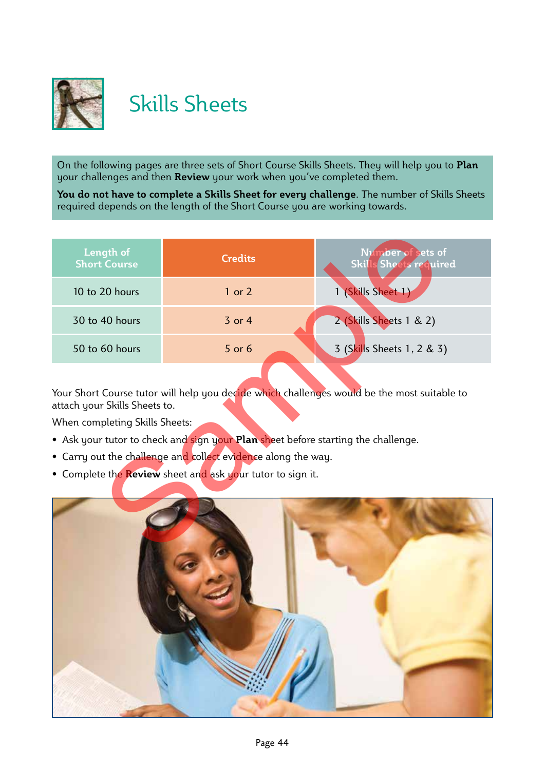# Skills Sheets

On the following pages are three sets of Short Course Skills Sheets. They will help you to **Plan** your challenges and then **Review** your work when you've completed them.

**You do not have to complete a Skills Sheet for every challenge**. The number of Skills Sheets required depends on the length of the Short Course you are working towards.

| Length of Short Course | Credits | Number of sets of Skills Sheets required |
|---|---|---|
| 10 to 20 hours | 1 or 2 | 1 (Skills Sheet 1) |
| 30 to 40 hours | 3 or 4 | 2 (Skills Sheets 1 & 2) |
| 50 to 60 hours | 5 or 6 | 3 (Skills Sheets 1, 2 & 3) |

Your Short Course tutor will help you decide which challenges would be the most suitable to attach your Skills Sheets to.

When completing Skills Sheets:

- Ask your tutor to check and sign your **Plan** sheet before starting the challenge.
- Carry out the challenge and collect evidence along the way.
- Complete the **Review** sheet and ask your tutor to sign it.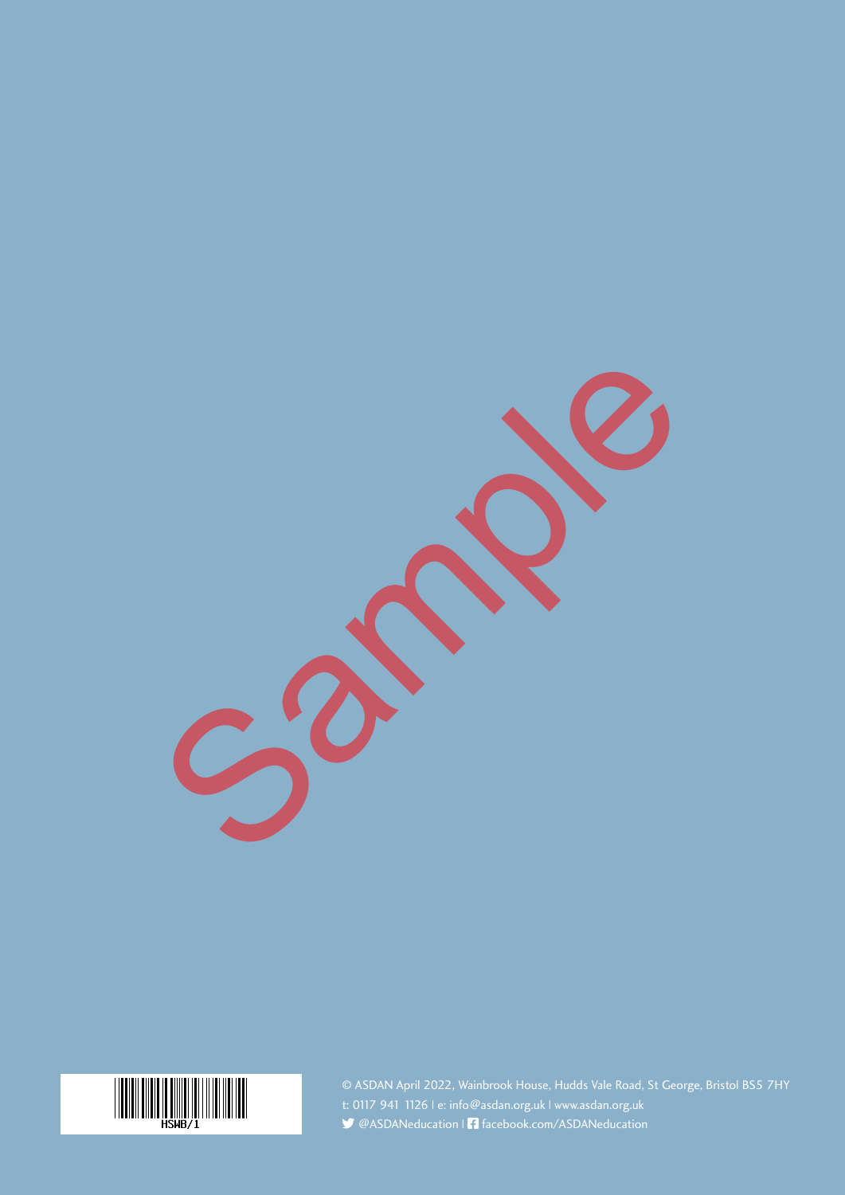Sample

HSWB/1

© ASDAN April 2022, Wainbrook House, Hudds Vale Road, St George, Bristol BS5 7HY
t: 0117 941 1126 | e: info@asdan.org.uk | www.asdan.org.uk
@ASDANeducation | facebook.com/ASDANeducation